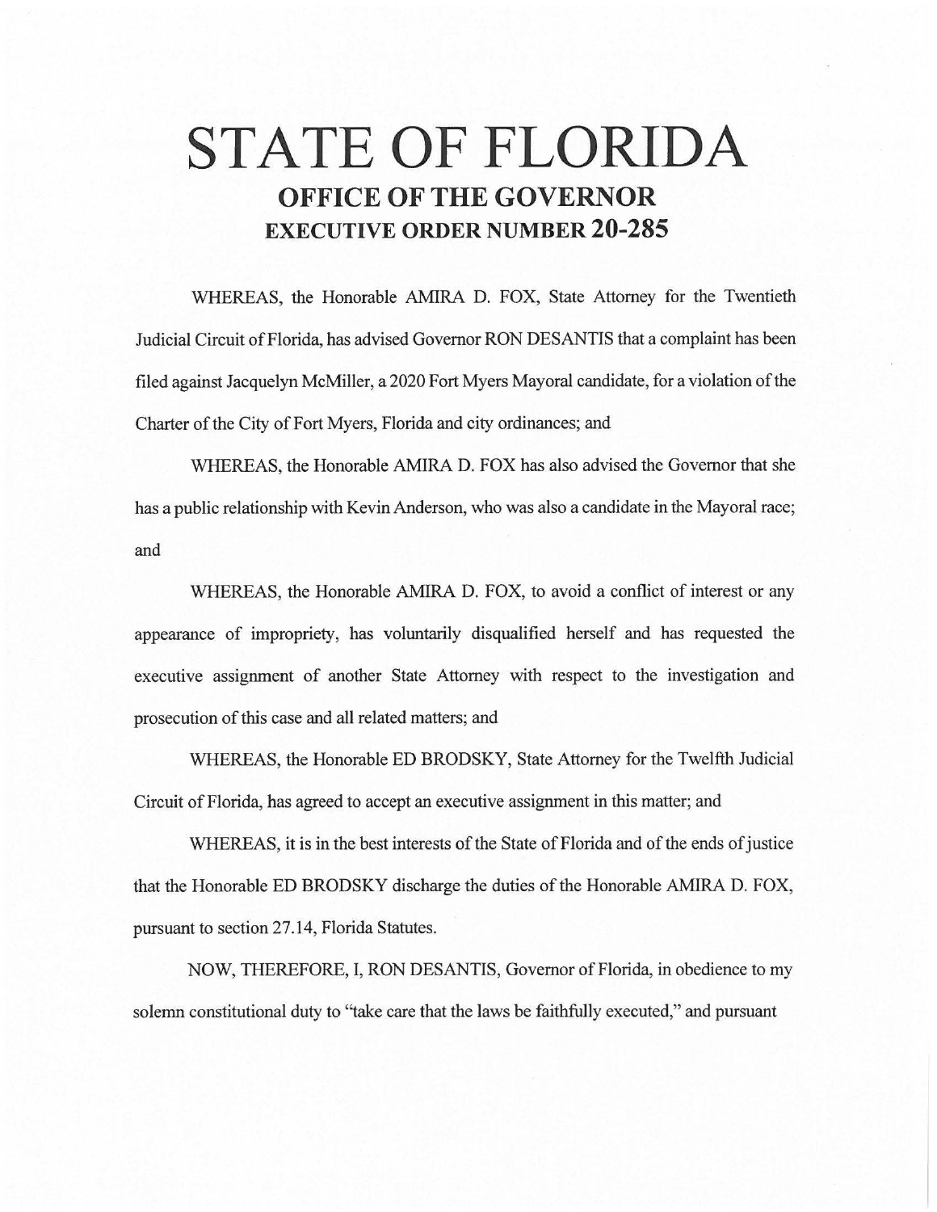# STATE OF FLORIDA

## OFFICE OF THE GOVERNOR

## EXECUTIVE ORDER NUMBER 20-285

WHEREAS, the Honorable AMIRA D. FOX, State Attorney for the Twentieth Judicial Circuit of Florida, has advised Governor RON DESANTIS that a complaint has been filed against Jacquelyn McMiller, a 2020 Fort Myers Mayoral candidate, for a violation of the Charter of the City of Fort Myers, Florida and city ordinances; and

WHEREAS, the Honorable AMIRA D. FOX has also advised the Governor that she has a public relationship with Kevin Anderson, who was also a candidate in the Mayoral race; and

WHEREAS, the Honorable AMIRA D. FOX, to avoid a conflict of interest or any appearance of impropriety, has voluntarily disqualified herself and has requested the executive assignment of another State Attorney with respect to the investigation and prosecution of this case and all related matters; and

WHEREAS, the Honorable ED BRODSKY, State Attorney for the Twelfth Judicial Circuit of Florida, has agreed to accept an executive assignment in this matter; and

WHEREAS, it is in the best interests of the State of Florida and of the ends of justice that the Honorable ED BRODSKY discharge the duties of the Honorable AMIRA D. FOX, pursuant to section 27.14, Florida Statutes.

NOW, THEREFORE, I, RON DESANTIS, Governor of Florida, in obedience to my solemn constitutional duty to "take care that the laws be faithfully executed," and pursuant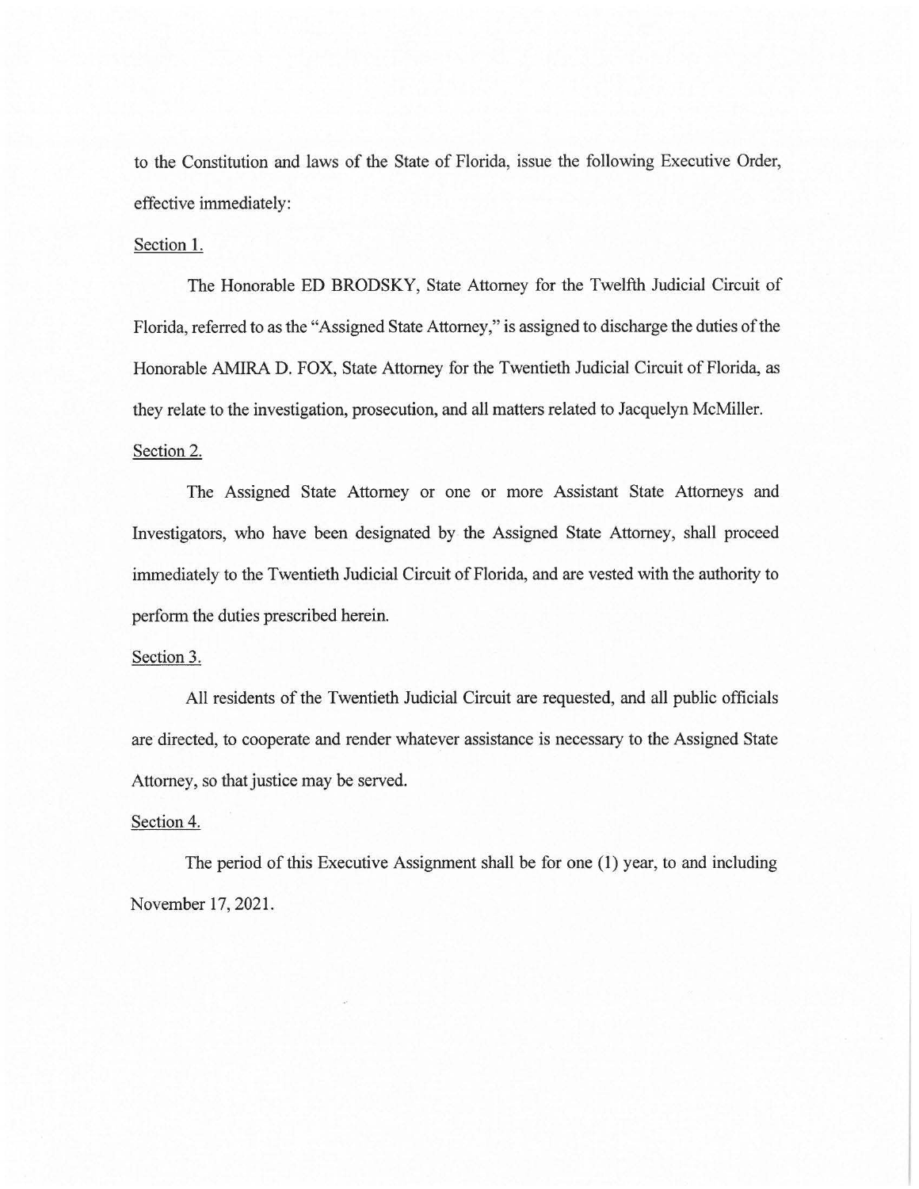to the Constitution and laws of the State of Florida, issue the following Executive Order, effective immediately:

Section 1.

The Honorable ED BRODSKY, State Attorney for the Twelfth Judicial Circuit of Florida, referred to as the "Assigned State Attorney," is assigned to discharge the duties of the Honorable AMIRA D. FOX, State Attorney for the Twentieth Judicial Circuit of Florida, as they relate to the investigation, prosecution, and all matters related to Jacquelyn McMiller.

Section 2.

The Assigned State Attorney or one or more Assistant State Attorneys and Investigators, who have been designated by the Assigned State Attorney, shall proceed immediately to the Twentieth Judicial Circuit of Florida, and are vested with the authority to perform the duties prescribed herein.

Section 3.

All residents of the Twentieth Judicial Circuit are requested, and all public officials are directed, to cooperate and render whatever assistance is necessary to the Assigned State Attorney, so that justice may be served.

Section 4.

The period of this Executive Assignment shall be for one (1) year, to and including November 17, 2021.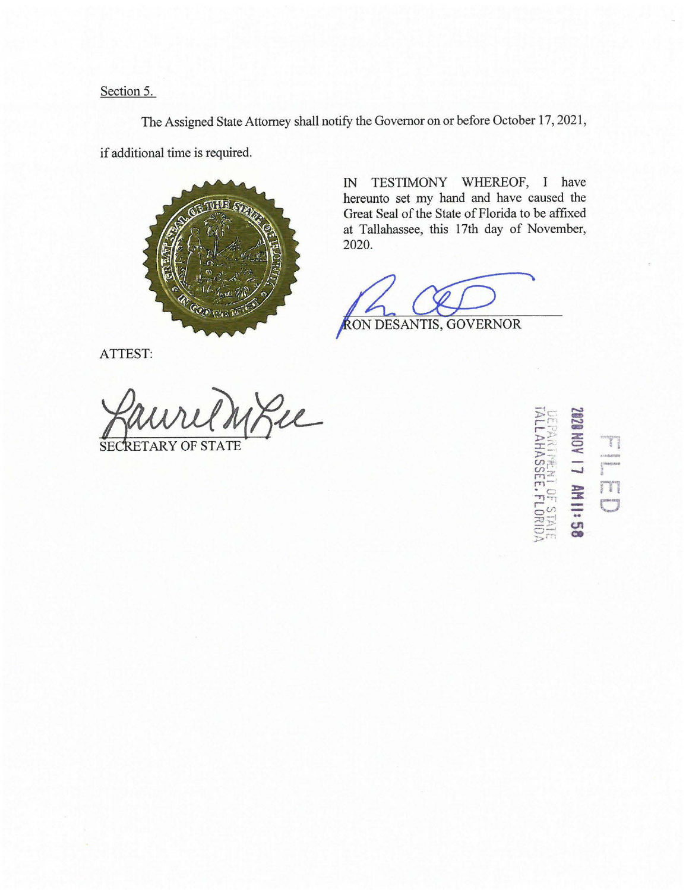Section 5.

The Assigned State Attorney shall notify the Governor on or before October 17, 2021, if additional time is required.

IN TESTIMONY WHEREOF, I have hereunto set my hand and have caused the Great Seal of the State of Florida to be affixed at Tallahassee, this 17th day of November, 2020.

RON DESANTIS, GOVERNOR

ATTEST:

SECRETARY OF STATE

FILED

2020 NOV 17 AM 11:58

DEPARTMENT OF STATE
TALLAHASSEE, FLORIDA